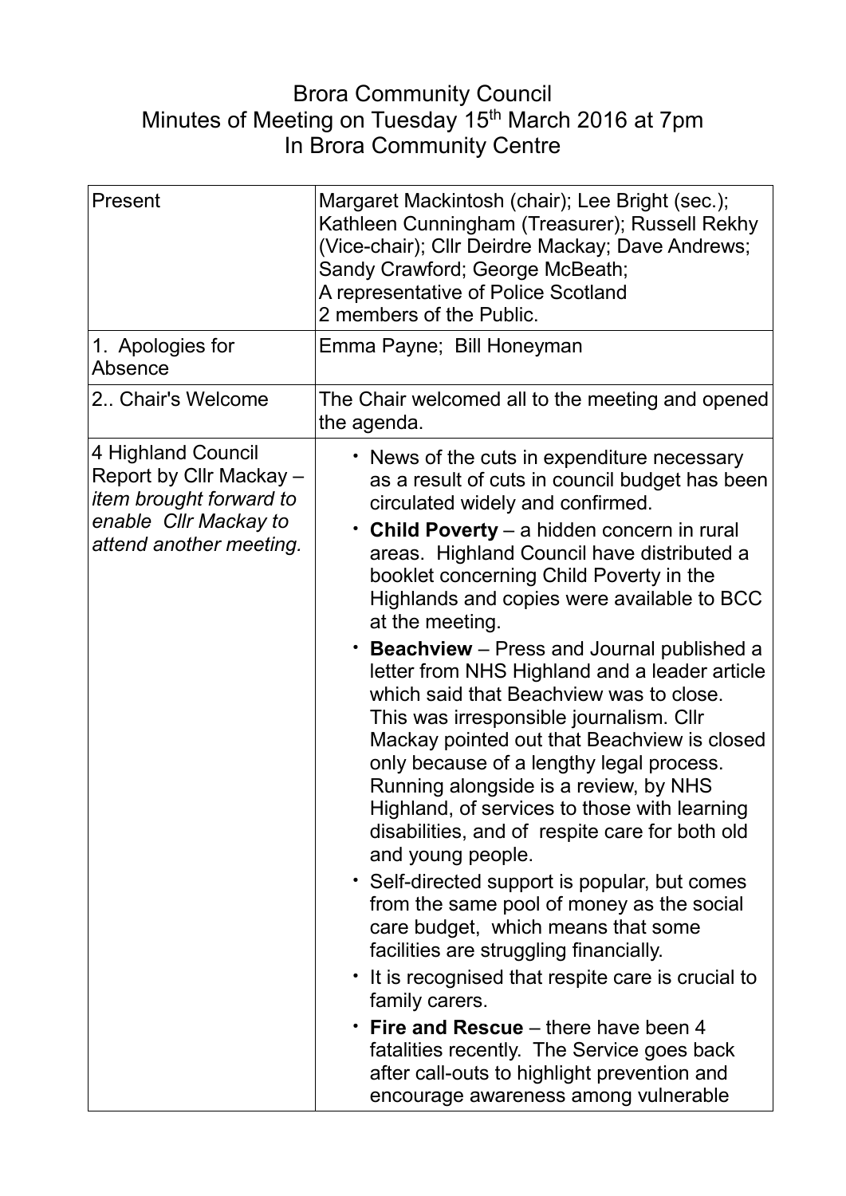Brora Community Council
Minutes of Meeting on Tuesday 15th March 2016 at 7pm
In Brora Community Centre

| Present | Margaret Mackintosh (chair); Lee Bright (sec.); Kathleen Cunningham (Treasurer); Russell Rekhy (Vice-chair); Cllr Deirdre Mackay; Dave Andrews; Sandy Crawford; George McBeath; A representative of Police Scotland 2 members of the Public. |
|---|---|
| 1. Apologies for Absence | Emma Payne; Bill Honeyman |
| 2.. Chair's Welcome | The Chair welcomed all to the meeting and opened the agenda. |
| 4 Highland Council Report by Cllr Mackay – *item brought forward to enable Cllr Mackay to attend another meeting.* | • News of the cuts in expenditure necessary as a result of cuts in council budget has been circulated widely and confirmed.<br>• **Child Poverty** – a hidden concern in rural areas. Highland Council have distributed a booklet concerning Child Poverty in the Highlands and copies were available to BCC at the meeting.<br>• **Beachview** – Press and Journal published a letter from NHS Highland and a leader article which said that Beachview was to close. This was irresponsible journalism. Cllr Mackay pointed out that Beachview is closed only because of a lengthy legal process. Running alongside is a review, by NHS Highland, of services to those with learning disabilities, and of respite care for both old and young people.<br>• Self-directed support is popular, but comes from the same pool of money as the social care budget, which means that some facilities are struggling financially.<br>• It is recognised that respite care is crucial to family carers.<br>• **Fire and Rescue** – there have been 4 fatalities recently. The Service goes back after call-outs to highlight prevention and encourage awareness among vulnerable |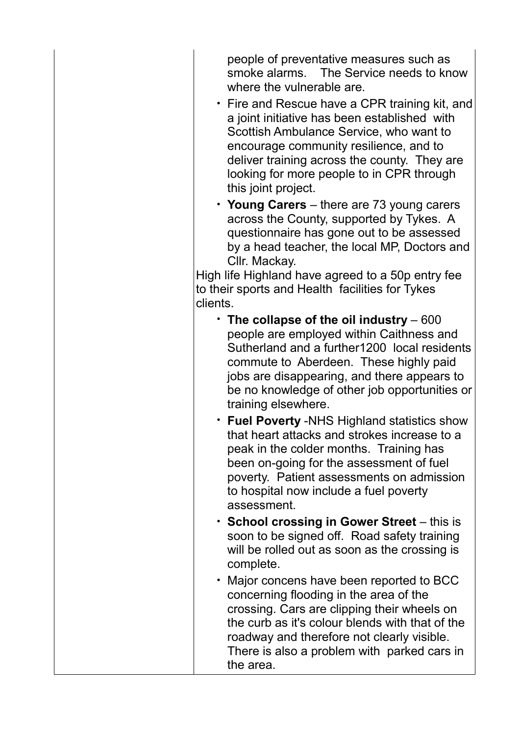| | |
|---|---|
| | people of preventative measures such as smoke alarms. The Service needs to know where the vulnerable are.<br>• Fire and Rescue have a CPR training kit, and a joint initiative has been established with Scottish Ambulance Service, who want to encourage community resilience, and to deliver training across the county. They are looking for more people to in CPR through this joint project.<br>• **Young Carers** – there are 73 young carers across the County, supported by Tykes. A questionnaire has gone out to be assessed by a head teacher, the local MP, Doctors and Cllr. Mackay.<br>High life Highland have agreed to a 50p entry fee to their sports and Health facilities for Tykes clients.<br>• **The collapse of the oil industry** – 600 people are employed within Caithness and Sutherland and a further1200 local residents commute to Aberdeen. These highly paid jobs are disappearing, and there appears to be no knowledge of other job opportunities or training elsewhere.<br>• **Fuel Poverty** -NHS Highland statistics show that heart attacks and strokes increase to a peak in the colder months. Training has been on-going for the assessment of fuel poverty. Patient assessments on admission to hospital now include a fuel poverty assessment.<br>• **School crossing in Gower Street** – this is soon to be signed off. Road safety training will be rolled out as soon as the crossing is complete.<br>• Major concens have been reported to BCC concerning flooding in the area of the crossing. Cars are clipping their wheels on the curb as it's colour blends with that of the roadway and therefore not clearly visible. There is also a problem with parked cars in the area. |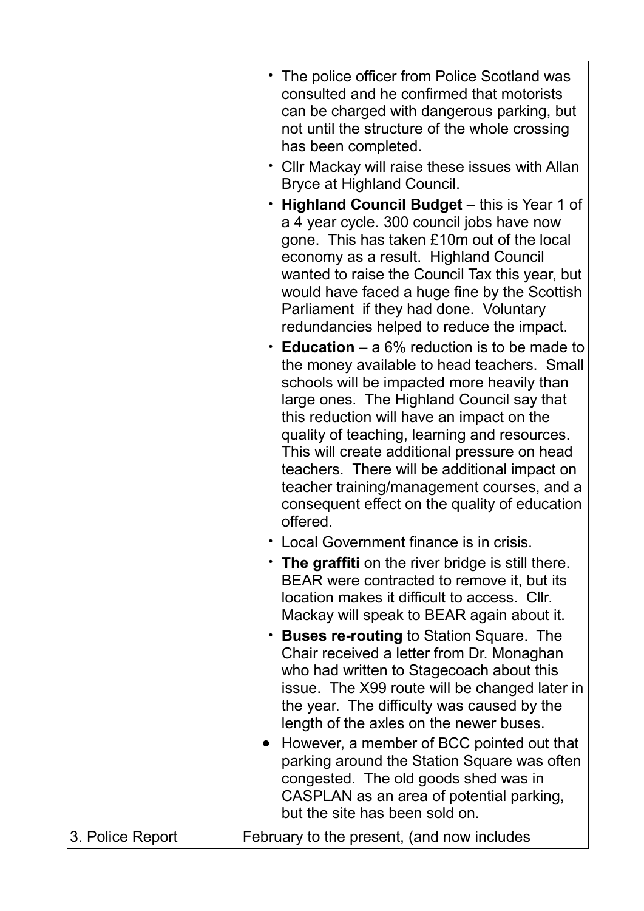| | |
|---|---|
| | • The police officer from Police Scotland was consulted and he confirmed that motorists can be charged with dangerous parking, but not until the structure of the whole crossing has been completed.<br>• Cllr Mackay will raise these issues with Allan Bryce at Highland Council.<br>• **Highland Council Budget –** this is Year 1 of a 4 year cycle. 300 council jobs have now gone. This has taken £10m out of the local economy as a result. Highland Council wanted to raise the Council Tax this year, but would have faced a huge fine by the Scottish Parliament if they had done. Voluntary redundancies helped to reduce the impact.<br>• **Education** – a 6% reduction is to be made to the money available to head teachers. Small schools will be impacted more heavily than large ones. The Highland Council say that this reduction will have an impact on the quality of teaching, learning and resources. This will create additional pressure on head teachers. There will be additional impact on teacher training/management courses, and a consequent effect on the quality of education offered.<br>• Local Government finance is in crisis.<br>• **The graffiti** on the river bridge is still there. BEAR were contracted to remove it, but its location makes it difficult to access. Cllr. Mackay will speak to BEAR again about it.<br>• **Buses re-routing** to Station Square. The Chair received a letter from Dr. Monaghan who had written to Stagecoach about this issue. The X99 route will be changed later in the year. The difficulty was caused by the length of the axles on the newer buses.<br>• However, a member of BCC pointed out that parking around the Station Square was often congested. The old goods shed was in CASPLAN as an area of potential parking, but the site has been sold on. |
| 3. Police Report | February to the present, (and now includes |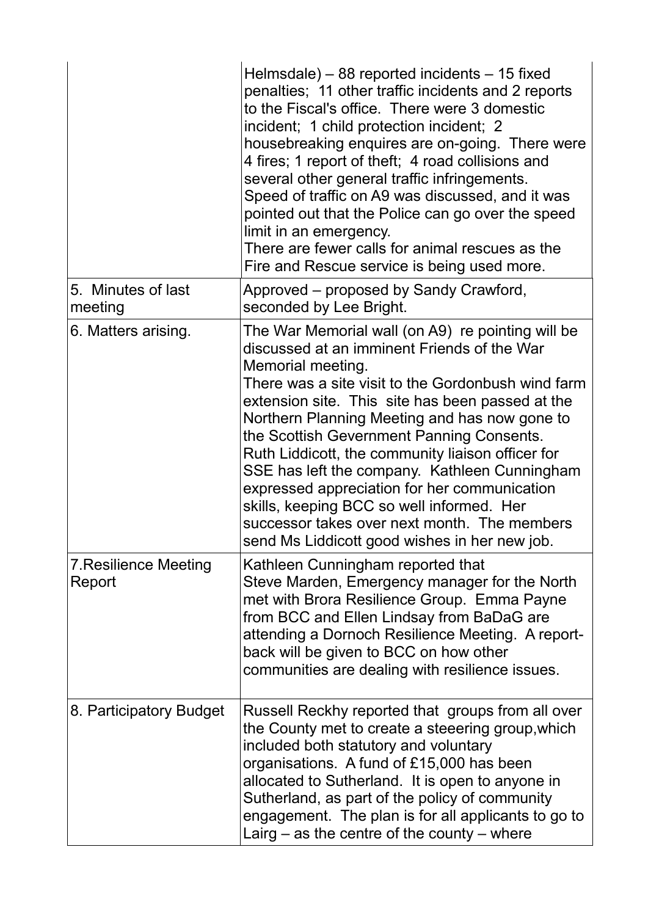| | |
|---|---|
| | Helmsdale) – 88 reported incidents – 15 fixed penalties; 11 other traffic incidents and 2 reports to the Fiscal's office. There were 3 domestic incident; 1 child protection incident; 2 housebreaking enquires are on-going. There were 4 fires; 1 report of theft; 4 road collisions and several other general traffic infringements.<br>Speed of traffic on A9 was discussed, and it was pointed out that the Police can go over the speed limit in an emergency.<br>There are fewer calls for animal rescues as the Fire and Rescue service is being used more. |
| 5. Minutes of last meeting | Approved – proposed by Sandy Crawford, seconded by Lee Bright. |
| 6. Matters arising. | The War Memorial wall (on A9) re pointing will be discussed at an imminent Friends of the War Memorial meeting.<br>There was a site visit to the Gordonbush wind farm extension site. This site has been passed at the Northern Planning Meeting and has now gone to the Scottish Gevernment Panning Consents.<br>Ruth Liddicott, the community liaison officer for SSE has left the company. Kathleen Cunningham expressed appreciation for her communication skills, keeping BCC so well informed. Her successor takes over next month. The members send Ms Liddicott good wishes in her new job. |
| 7. Resilience Meeting Report | Kathleen Cunningham reported that<br>Steve Marden, Emergency manager for the North met with Brora Resilience Group. Emma Payne from BCC and Ellen Lindsay from BaDaG are attending a Dornoch Resilience Meeting. A report-back will be given to BCC on how other communities are dealing with resilience issues. |
| 8. Participatory Budget | Russell Reckhy reported that groups from all over the County met to create a steeering group,which included both statutory and voluntary organisations. A fund of £15,000 has been allocated to Sutherland. It is open to anyone in Sutherland, as part of the policy of community engagement. The plan is for all applicants to go to Lairg – as the centre of the county – where |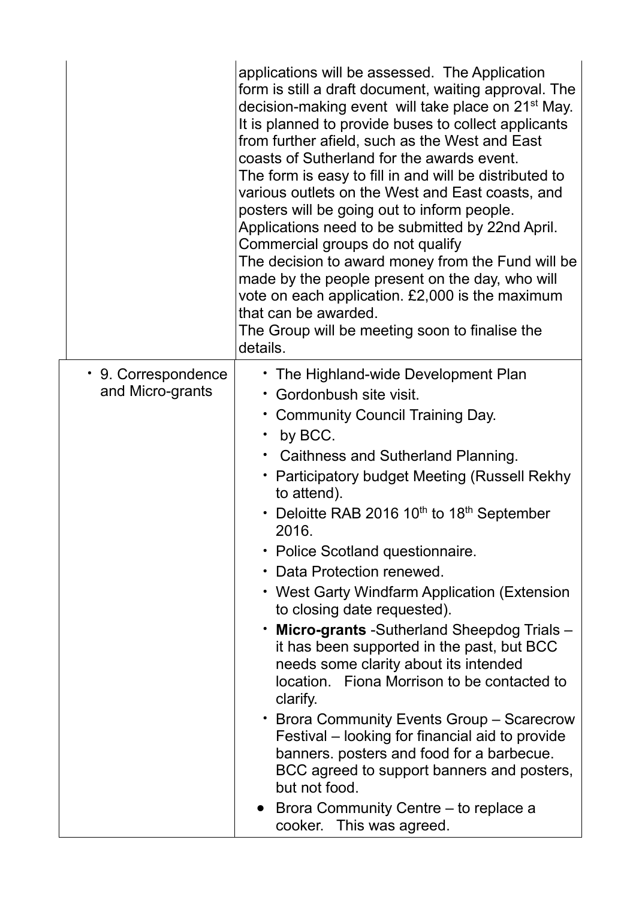| | |
|---|---|
| | applications will be assessed. The Application form is still a draft document, waiting approval. The decision-making event will take place on 21st May. It is planned to provide buses to collect applicants from further afield, such as the West and East coasts of Sutherland for the awards event.<br>The form is easy to fill in and will be distributed to various outlets on the West and East coasts, and posters will be going out to inform people.<br>Applications need to be submitted by 22nd April.<br>Commercial groups do not qualify<br>The decision to award money from the Fund will be made by the people present on the day, who will vote on each application. £2,000 is the maximum that can be awarded.<br>The Group will be meeting soon to finalise the details. |
| • 9. Correspondence and Micro-grants | • The Highland-wide Development Plan<br>• Gordonbush site visit.<br>• Community Council Training Day.<br>• by BCC.<br>• Caithness and Sutherland Planning.<br>• Participatory budget Meeting (Russell Rekhy to attend).<br>• Deloitte RAB 2016 10th to 18th September 2016.<br>• Police Scotland questionnaire.<br>• Data Protection renewed.<br>• West Garty Windfarm Application (Extension to closing date requested).<br>• **Micro-grants** -Sutherland Sheepdog Trials – it has been supported in the past, but BCC needs some clarity about its intended location. Fiona Morrison to be contacted to clarify.<br>• Brora Community Events Group – Scarecrow Festival – looking for financial aid to provide banners. posters and food for a barbecue. BCC agreed to support banners and posters, but not food.<br>• Brora Community Centre – to replace a cooker. This was agreed. |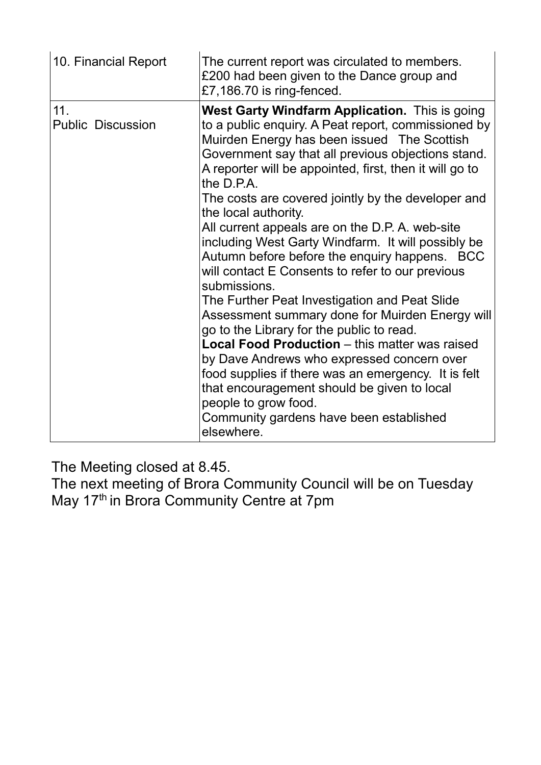| | |
|---|---|
| 10. Financial Report | The current report was circulated to members. £200 had been given to the Dance group and £7,186.70 is ring-fenced. |
| 11. Public Discussion | **West Garty Windfarm Application.** This is going to a public enquiry. A Peat report, commissioned by Muirden Energy has been issued The Scottish Government say that all previous objections stand. A reporter will be appointed, first, then it will go to the D.P.A.<br>The costs are covered jointly by the developer and the local authority.<br>All current appeals are on the D.P. A. web-site including West Garty Windfarm. It will possibly be Autumn before before the enquiry happens. BCC will contact E Consents to refer to our previous submissions.<br>The Further Peat Investigation and Peat Slide Assessment summary done for Muirden Energy will go to the Library for the public to read.<br>**Local Food Production** – this matter was raised by Dave Andrews who expressed concern over food supplies if there was an emergency. It is felt that encouragement should be given to local people to grow food.<br>Community gardens have been established elsewhere. |

The Meeting closed at 8.45.
The next meeting of Brora Community Council will be on Tuesday May 17th in Brora Community Centre at 7pm